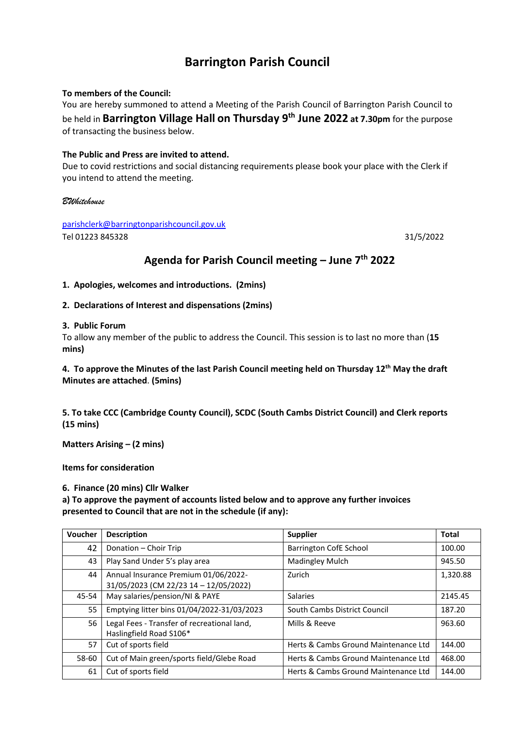# Barrington Parish Council

**To members of the Council:**
You are hereby summoned to attend a Meeting of the Parish Council of Barrington Parish Council to be held in **Barrington Village Hall on Thursday 9th June 2022 at 7.30pm** for the purpose of transacting the business below.

**The Public and Press are invited to attend.**
Due to covid restrictions and social distancing requirements please book your place with the Clerk if you intend to attend the meeting.

*BWhitehouse*

parishclerk@barringtonparishcouncil.gov.uk
Tel 01223 845328

31/5/2022

## Agenda for Parish Council meeting – June 7th 2022

**1. Apologies, welcomes and introductions. (2mins)**

**2. Declarations of Interest and dispensations (2mins)**

**3. Public Forum**
To allow any member of the public to address the Council. This session is to last no more than (**15 mins)**

**4. To approve the Minutes of the last Parish Council meeting held on Thursday 12th May the draft Minutes are attached**. **(5mins)**

**5. To take CCC (Cambridge County Council), SCDC (South Cambs District Council) and Clerk reports (15 mins)**

**Matters Arising – (2 mins)**

**Items for consideration**

**6. Finance (20 mins) Cllr Walker**
**a) To approve the payment of accounts listed below and to approve any further invoices presented to Council that are not in the schedule (if any):**

| Voucher | Description | Supplier | Total |
|---|---|---|---|
| 42 | Donation – Choir Trip | Barrington CofE School | 100.00 |
| 43 | Play Sand Under 5's play area | Madingley Mulch | 945.50 |
| 44 | Annual Insurance Premium 01/06/2022-31/05/2023 (CM 22/23 14 – 12/05/2022) | Zurich | 1,320.88 |
| 45-54 | May salaries/pension/NI & PAYE | Salaries | 2145.45 |
| 55 | Emptying litter bins 01/04/2022-31/03/2023 | South Cambs District Council | 187.20 |
| 56 | Legal Fees - Transfer of recreational land, Haslingfield Road S106* | Mills & Reeve | 963.60 |
| 57 | Cut of sports field | Herts & Cambs Ground Maintenance Ltd | 144.00 |
| 58-60 | Cut of Main green/sports field/Glebe Road | Herts & Cambs Ground Maintenance Ltd | 468.00 |
| 61 | Cut of sports field | Herts & Cambs Ground Maintenance Ltd | 144.00 |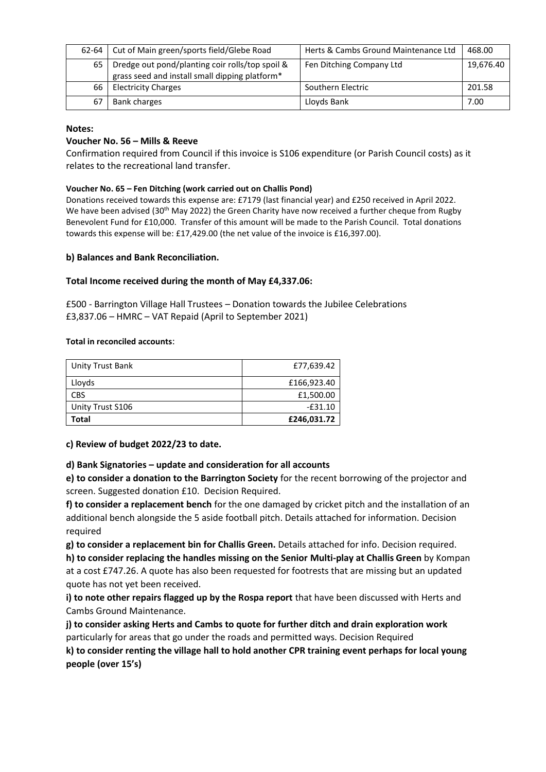| 62-64 | Cut of Main green/sports field/Glebe Road | Herts & Cambs Ground Maintenance Ltd | 468.00 |
|---|---|---|---|
| 65 | Dredge out pond/planting coir rolls/top spoil & grass seed and install small dipping platform* | Fen Ditching Company Ltd | 19,676.40 |
| 66 | Electricity Charges | Southern Electric | 201.58 |
| 67 | Bank charges | Lloyds Bank | 7.00 |

**Notes:**

**Voucher No. 56 – Mills & Reeve**

Confirmation required from Council if this invoice is S106 expenditure (or Parish Council costs) as it relates to the recreational land transfer.

**Voucher No. 65 – Fen Ditching (work carried out on Challis Pond)**

Donations received towards this expense are: £7179 (last financial year) and £250 received in April 2022. We have been advised (30th May 2022) the Green Charity have now received a further cheque from Rugby Benevolent Fund for £10,000. Transfer of this amount will be made to the Parish Council. Total donations towards this expense will be: £17,429.00 (the net value of the invoice is £16,397.00).

**b) Balances and Bank Reconciliation.**

**Total Income received during the month of May £4,337.06:**

£500 - Barrington Village Hall Trustees – Donation towards the Jubilee Celebrations
£3,837.06 – HMRC – VAT Repaid (April to September 2021)

**Total in reconciled accounts**:

| Unity Trust Bank | £77,639.42 |
|---|---|
| Lloyds | £166,923.40 |
| CBS | £1,500.00 |
| Unity Trust S106 | -£31.10 |
| **Total** | **£246,031.72** |

**c) Review of budget 2022/23 to date.**

**d) Bank Signatories – update and consideration for all accounts**

**e) to consider a donation to the Barrington Society** for the recent borrowing of the projector and screen. Suggested donation £10. Decision Required.

**f) to consider a replacement bench** for the one damaged by cricket pitch and the installation of an additional bench alongside the 5 aside football pitch. Details attached for information. Decision required

**g) to consider a replacement bin for Challis Green.** Details attached for info. Decision required.

**h) to consider replacing the handles missing on the Senior Multi-play at Challis Green** by Kompan at a cost £747.26. A quote has also been requested for footrests that are missing but an updated quote has not yet been received.

**i) to note other repairs flagged up by the Rospa report** that have been discussed with Herts and Cambs Ground Maintenance.

**j) to consider asking Herts and Cambs to quote for further ditch and drain exploration work** particularly for areas that go under the roads and permitted ways. Decision Required

**k) to consider renting the village hall to hold another CPR training event perhaps for local young people (over 15's)**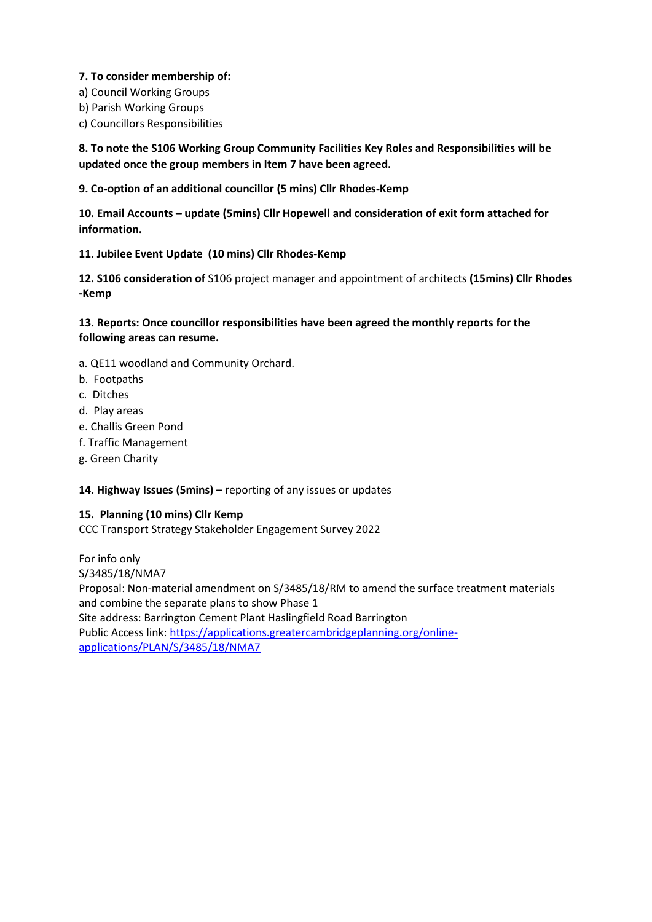**7. To consider membership of:**

a) Council Working Groups
b) Parish Working Groups
c) Councillors Responsibilities

**8. To note the S106 Working Group Community Facilities Key Roles and Responsibilities will be updated once the group members in Item 7 have been agreed.**

**9. Co-option of an additional councillor (5 mins) Cllr Rhodes-Kemp**

**10. Email Accounts – update (5mins) Cllr Hopewell and consideration of exit form attached for information.**

**11. Jubilee Event Update (10 mins) Cllr Rhodes-Kemp**

**12. S106 consideration of** S106 project manager and appointment of architects **(15mins) Cllr Rhodes -Kemp**

**13. Reports: Once councillor responsibilities have been agreed the monthly reports for the following areas can resume.**

a. QE11 woodland and Community Orchard.
b. Footpaths
c. Ditches
d. Play areas
e. Challis Green Pond
f. Traffic Management
g. Green Charity

**14. Highway Issues (5mins) –** reporting of any issues or updates

**15. Planning (10 mins) Cllr Kemp**

CCC Transport Strategy Stakeholder Engagement Survey 2022

For info only
S/3485/18/NMA7
Proposal: Non-material amendment on S/3485/18/RM to amend the surface treatment materials and combine the separate plans to show Phase 1
Site address: Barrington Cement Plant Haslingfield Road Barrington
Public Access link: https://applications.greatercambridgeplanning.org/online-applications/PLAN/S/3485/18/NMA7